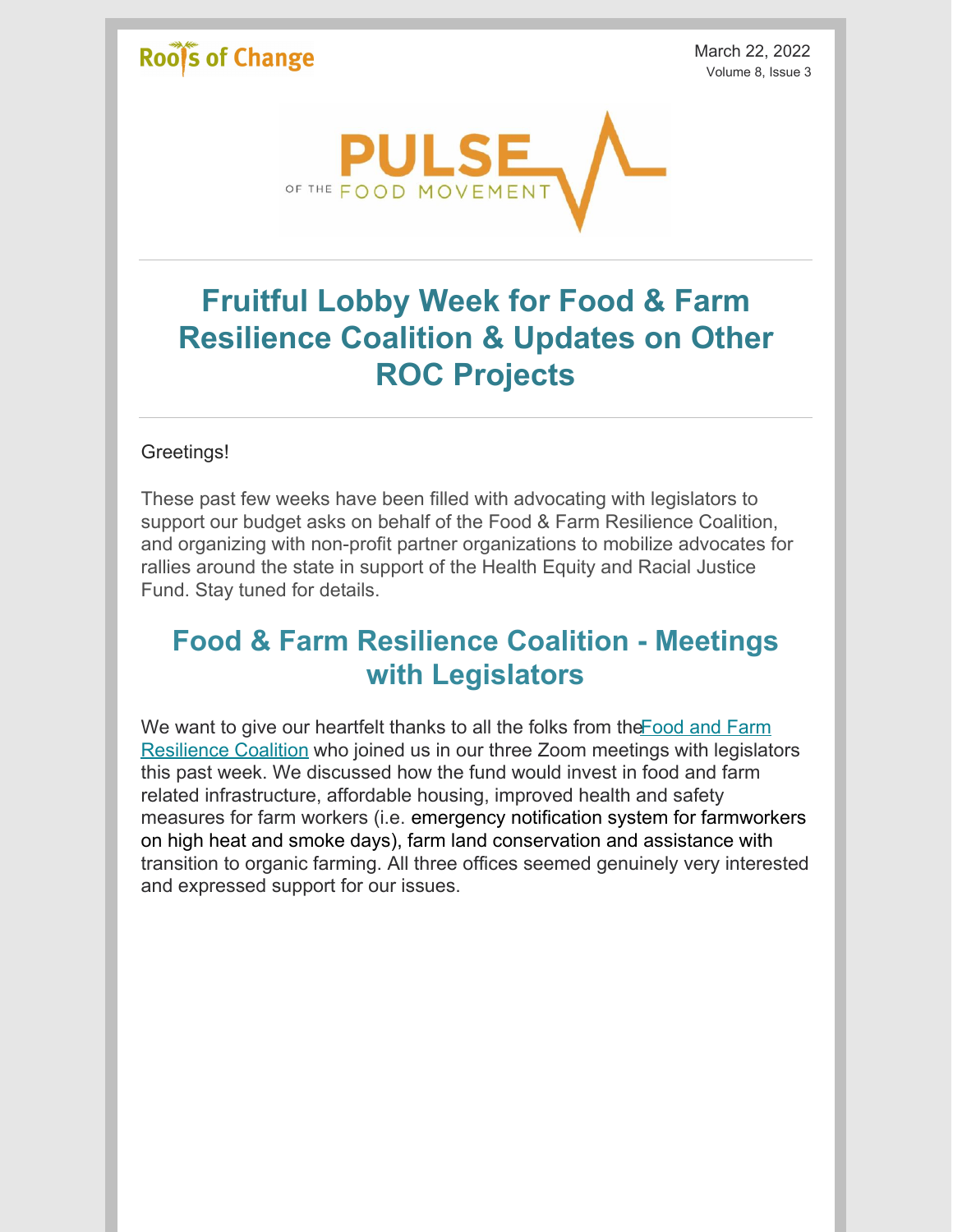Roots of Change

March 22, 2022
Volume 8, Issue 3

PULSE OF THE FOOD MOVEMENT

# Fruitful Lobby Week for Food & Farm Resilience Coalition & Updates on Other ROC Projects

Greetings!

These past few weeks have been filled with advocating with legislators to support our budget asks on behalf of the Food & Farm Resilience Coalition, and organizing with non-profit partner organizations to mobilize advocates for rallies around the state in support of the Health Equity and Racial Justice Fund. Stay tuned for details.

## Food & Farm Resilience Coalition - Meetings with Legislators

We want to give our heartfelt thanks to all the folks from the Food and Farm Resilience Coalition who joined us in our three Zoom meetings with legislators this past week. We discussed how the fund would invest in food and farm related infrastructure, affordable housing, improved health and safety measures for farm workers (i.e. emergency notification system for farmworkers on high heat and smoke days), farm land conservation and assistance with transition to organic farming. All three offices seemed genuinely very interested and expressed support for our issues.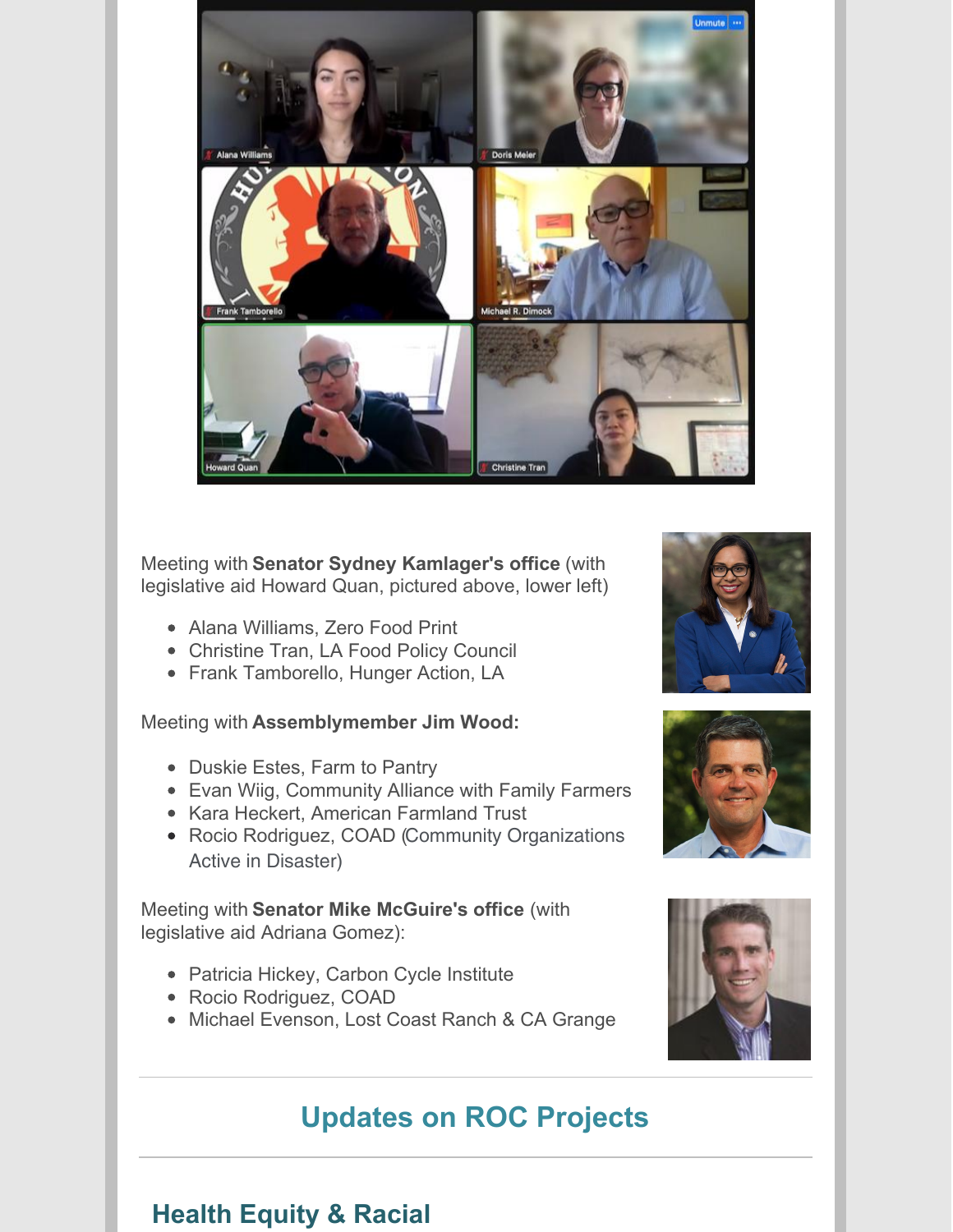Meeting with **Senator Sydney Kamlager's office** (with legislative aid Howard Quan, pictured above, lower left)

- Alana Williams, Zero Food Print
- Christine Tran, LA Food Policy Council
- Frank Tamborello, Hunger Action, LA

Meeting with **Assemblymember Jim Wood:**

- Duskie Estes, Farm to Pantry
- Evan Wiig, Community Alliance with Family Farmers
- Kara Heckert, American Farmland Trust
- Rocio Rodriguez, COAD (Community Organizations Active in Disaster)

Meeting with **Senator Mike McGuire's office** (with legislative aid Adriana Gomez):

- Patricia Hickey, Carbon Cycle Institute
- Rocio Rodriguez, COAD
- Michael Evenson, Lost Coast Ranch & CA Grange

## Updates on ROC Projects

## Health Equity & Racial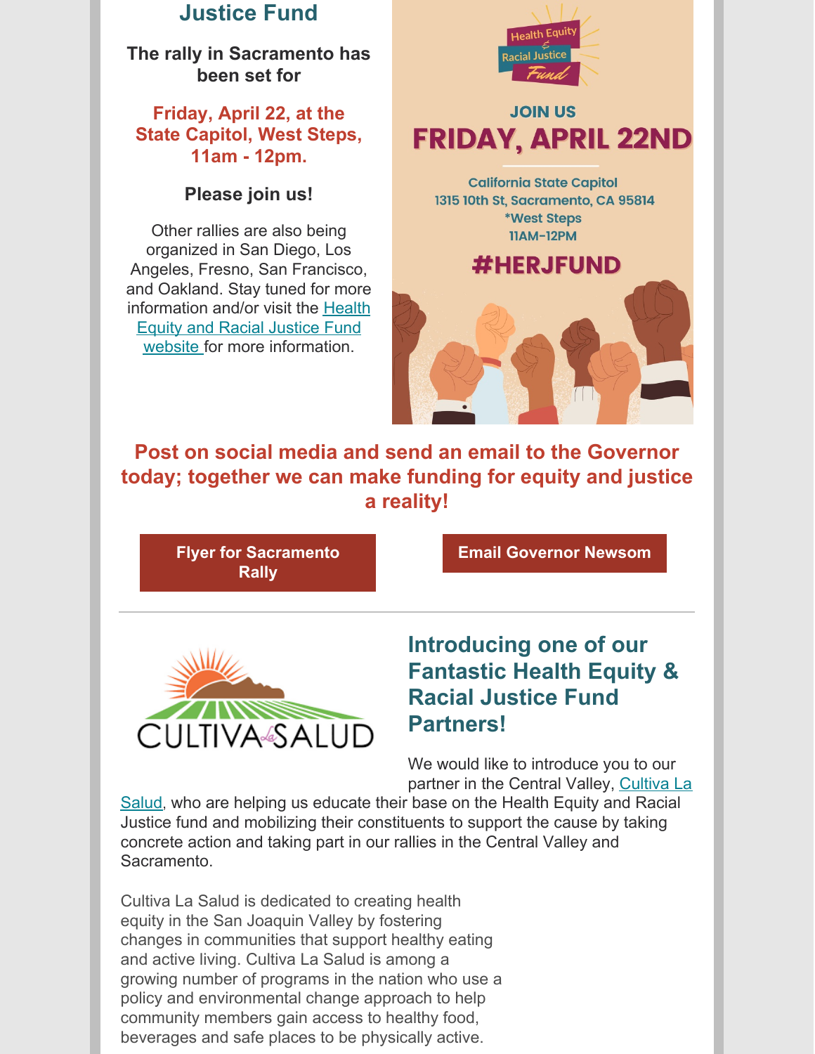## Justice Fund

**The rally in Sacramento has been set for**

**Friday, April 22, at the State Capitol, West Steps, 11am - 12pm.**

**Please join us!**

Other rallies are also being organized in San Diego, Los Angeles, Fresno, San Francisco, and Oakland. Stay tuned for more information and/or visit the Health Equity and Racial Justice Fund website for more information.

Health Equity & Racial Justice Fund

JOIN US

FRIDAY, APRIL 22ND

California State Capitol
1315 10th St, Sacramento, CA 95814
*West Steps
11AM-12PM

#HERJFUND

**Post on social media and send an email to the Governor today; together we can make funding for equity and justice a reality!**

**Flyer for Sacramento Rally**

**Email Governor Newsom**

---

CULTIVA La SALUD

## Introducing one of our Fantastic Health Equity & Racial Justice Fund Partners!

We would like to introduce you to our partner in the Central Valley, Cultiva La Salud, who are helping us educate their base on the Health Equity and Racial Justice fund and mobilizing their constituents to support the cause by taking concrete action and taking part in our rallies in the Central Valley and Sacramento.

Cultiva La Salud is dedicated to creating health equity in the San Joaquin Valley by fostering changes in communities that support healthy eating and active living. Cultiva La Salud is among a growing number of programs in the nation who use a policy and environmental change approach to help community members gain access to healthy food, beverages and safe places to be physically active.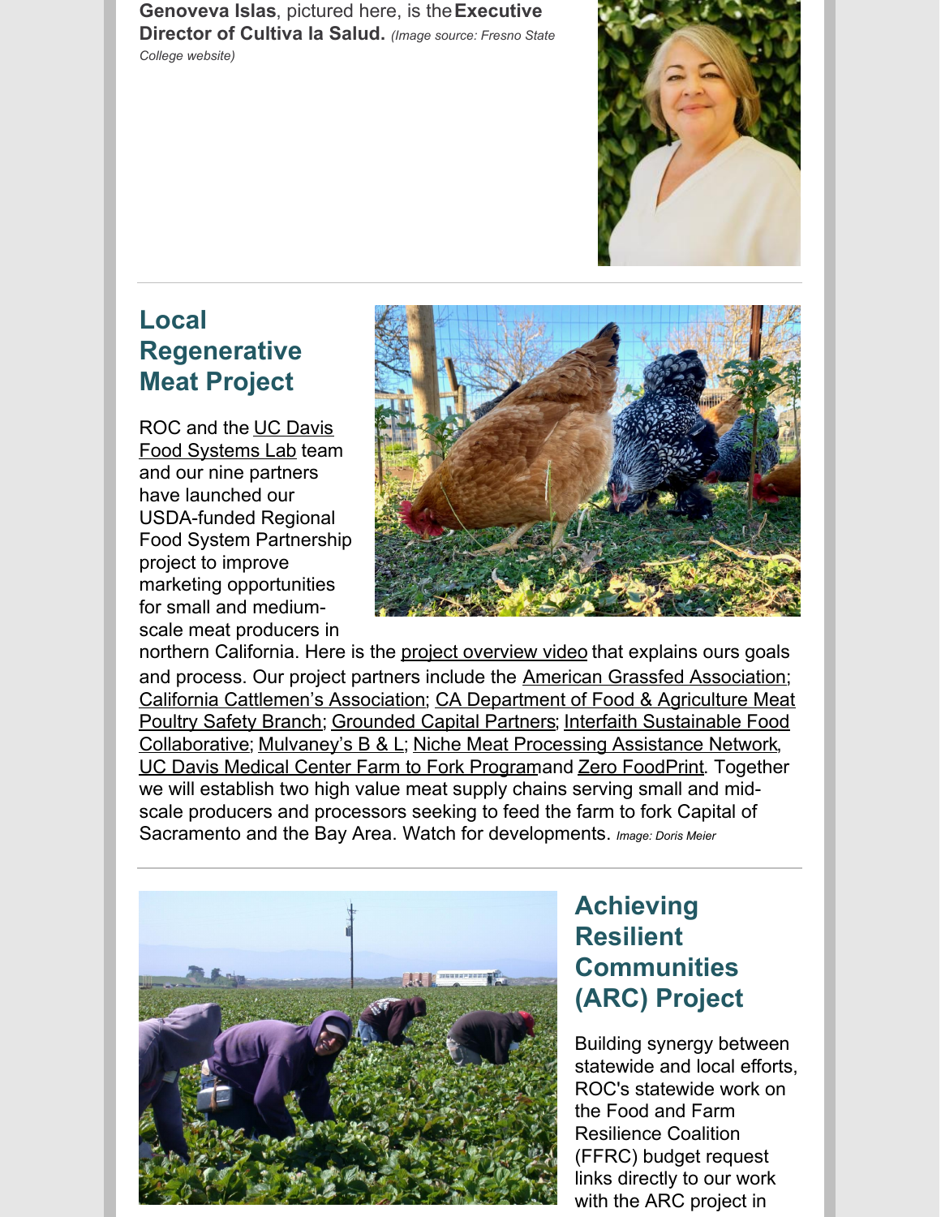**Genoveva Islas**, pictured here, is the **Executive Director of Cultiva la Salud.** *(Image source: Fresno State College website)*

## Local Regenerative Meat Project

ROC and the UC Davis Food Systems Lab team and our nine partners have launched our USDA-funded Regional Food System Partnership project to improve marketing opportunities for small and medium-scale meat producers in northern California. Here is the project overview video that explains ours goals and process. Our project partners include the American Grassfed Association; California Cattlemen's Association; CA Department of Food & Agriculture Meat Poultry Safety Branch; Grounded Capital Partners; Interfaith Sustainable Food Collaborative; Mulvaney's B & L; Niche Meat Processing Assistance Network, UC Davis Medical Center Farm to Fork Programand Zero FoodPrint. Together we will establish two high value meat supply chains serving small and mid-scale producers and processors seeking to feed the farm to fork Capital of Sacramento and the Bay Area. Watch for developments. *Image: Doris Meier*

## Achieving Resilient Communities (ARC) Project

Building synergy between statewide and local efforts, ROC's statewide work on the Food and Farm Resilience Coalition (FFRC) budget request links directly to our work with the ARC project in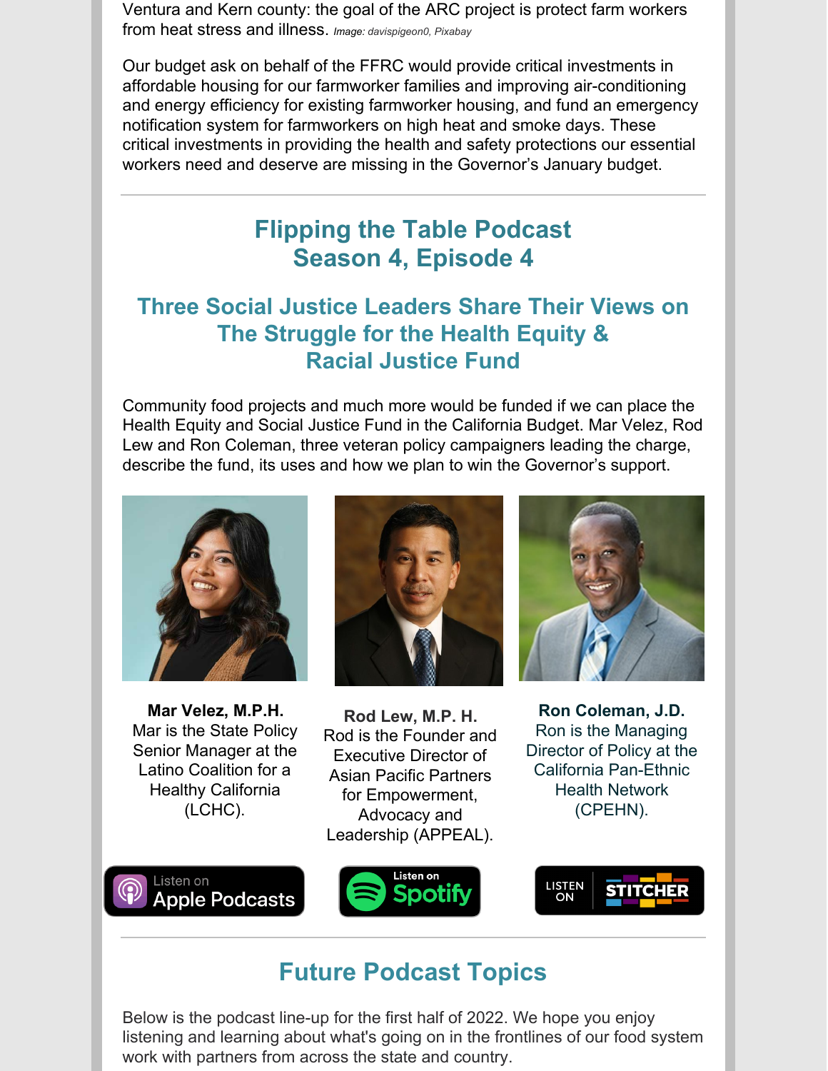Ventura and Kern county: the goal of the ARC project is protect farm workers from heat stress and illness. *Image: davispigeon0, Pixabay*

Our budget ask on behalf of the FFRC would provide critical investments in affordable housing for our farmworker families and improving air-conditioning and energy efficiency for existing farmworker housing, and fund an emergency notification system for farmworkers on high heat and smoke days. These critical investments in providing the health and safety protections our essential workers need and deserve are missing in the Governor's January budget.

---

## Flipping the Table Podcast
## Season 4, Episode 4

### Three Social Justice Leaders Share Their Views on The Struggle for the Health Equity & Racial Justice Fund

Community food projects and much more would be funded if we can place the Health Equity and Social Justice Fund in the California Budget. Mar Velez, Rod Lew and Ron Coleman, three veteran policy campaigners leading the charge, describe the fund, its uses and how we plan to win the Governor's support.

**Mar Velez, M.P.H.**
Mar is the State Policy Senior Manager at the Latino Coalition for a Healthy California (LCHC).

**Rod Lew, M.P. H.**
Rod is the Founder and Executive Director of Asian Pacific Partners for Empowerment, Advocacy and Leadership (APPEAL).

**Ron Coleman, J.D.**
Ron is the Managing Director of Policy at the California Pan-Ethnic Health Network (CPEHN).

Listen on Apple Podcasts | Listen on Spotify | Listen on Stitcher

---

## Future Podcast Topics

Below is the podcast line-up for the first half of 2022. We hope you enjoy listening and learning about what's going on in the frontlines of our food system work with partners from across the state and country.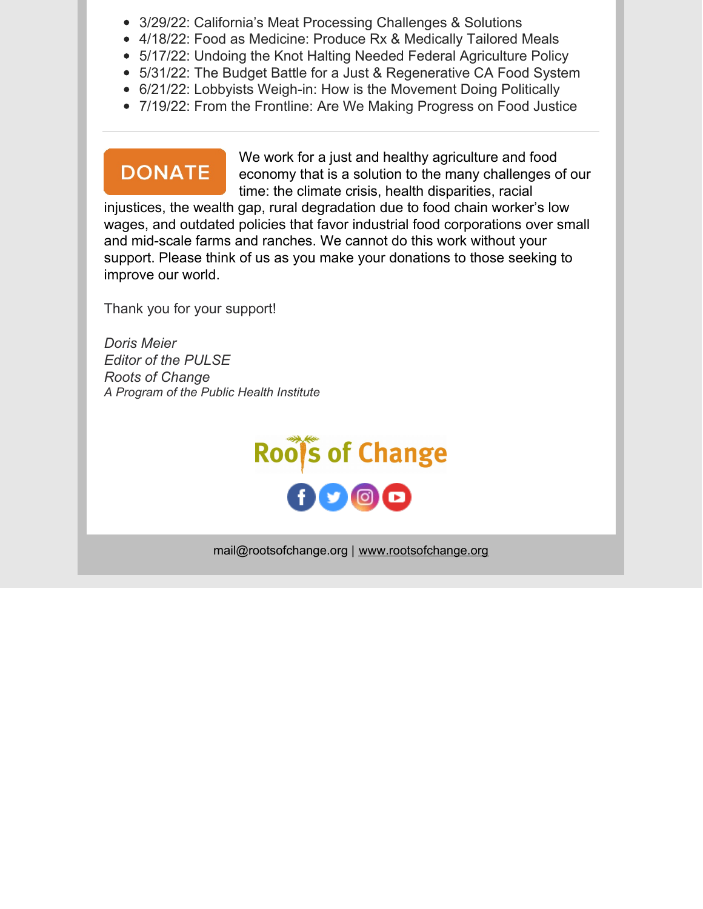- 3/29/22: California's Meat Processing Challenges & Solutions
- 4/18/22: Food as Medicine: Produce Rx & Medically Tailored Meals
- 5/17/22: Undoing the Knot Halting Needed Federal Agriculture Policy
- 5/31/22: The Budget Battle for a Just & Regenerative CA Food System
- 6/21/22: Lobbyists Weigh-in: How is the Movement Doing Politically
- 7/19/22: From the Frontline: Are We Making Progress on Food Justice

---

DONATE

We work for a just and healthy agriculture and food economy that is a solution to the many challenges of our time: the climate crisis, health disparities, racial injustices, the wealth gap, rural degradation due to food chain worker's low wages, and outdated policies that favor industrial food corporations over small and mid-scale farms and ranches. We cannot do this work without your support. Please think of us as you make your donations to those seeking to improve our world.

Thank you for your support!

*Doris Meier*
*Editor of the PULSE*
*Roots of Change*
*A Program of the Public Health Institute*

Roots of Change

mail@rootsofchange.org | www.rootsofchange.org